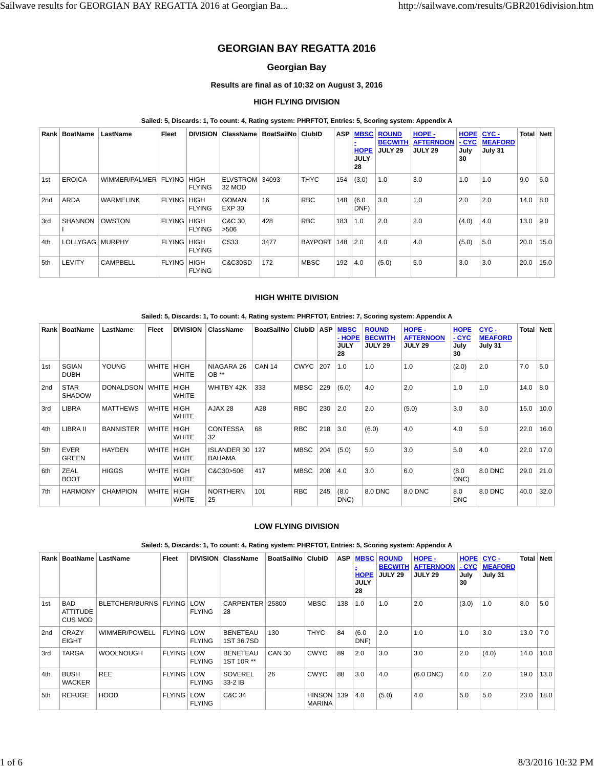# GEORGIAN BAY REGATTA 2016

## Georgian Bay

### Results are final as of 10:32 on August 3, 2016

### HIGH FLYING DIVISION

**Sailed: 5, Discards: 1, To count: 4, Rating system: PHRFTOT, Entries: 5, Scoring system: Appendix A**

| Rank | BoatName | LastName | Fleet | DIVISION | ClassName | BoatSailNo | ClubID | ASP | MBSC - HOPE JULY 28 | ROUND BECWITH JULY 29 | HOPE - AFTERNOON JULY 29 | HOPE - CYC July 30 | CYC - MEAFORD July 31 | Total | Nett |
|---|---|---|---|---|---|---|---|---|---|---|---|---|---|---|---|
| 1st | EROICA | WIMMER/PALMER | FLYING | HIGH FLYING | ELVSTROM 32 MOD | 34093 | THYC | 154 | (3.0) | 1.0 | 3.0 | 1.0 | 1.0 | 9.0 | 6.0 |
| 2nd | ARDA | WARMELINK | FLYING | HIGH FLYING | GOMAN EXP 30 | 16 | RBC | 148 | (6.0 DNF) | 3.0 | 1.0 | 2.0 | 2.0 | 14.0 | 8.0 |
| 3rd | SHANNON I | OWSTON | FLYING | HIGH FLYING | C&C 30 >506 | 428 | RBC | 183 | 1.0 | 2.0 | 2.0 | (4.0) | 4.0 | 13.0 | 9.0 |
| 4th | LOLLYGAG | MURPHY | FLYING | HIGH FLYING | CS33 | 3477 | BAYPORT | 148 | 2.0 | 4.0 | 4.0 | (5.0) | 5.0 | 20.0 | 15.0 |
| 5th | LEVITY | CAMPBELL | FLYING | HIGH FLYING | C&C30SD | 172 | MBSC | 192 | 4.0 | (5.0) | 5.0 | 3.0 | 3.0 | 20.0 | 15.0 |

### HIGH WHITE DIVISION

**Sailed: 5, Discards: 1, To count: 4, Rating system: PHRFTOT, Entries: 7, Scoring system: Appendix A**

| Rank | BoatName | LastName | Fleet | DIVISION | ClassName | BoatSailNo | ClubID | ASP | MBSC - HOPE JULY 28 | ROUND BECWITH JULY 29 | HOPE - AFTERNOON JULY 29 | HOPE - CYC July 30 | CYC - MEAFORD July 31 | Total | Nett |
|---|---|---|---|---|---|---|---|---|---|---|---|---|---|---|---|
| 1st | SGIAN DUBH | YOUNG | WHITE | HIGH WHITE | NIAGARA 26 OB ** | CAN 14 | CWYC | 207 | 1.0 | 1.0 | 1.0 | (2.0) | 2.0 | 7.0 | 5.0 |
| 2nd | STAR SHADOW | DONALDSON | WHITE | HIGH WHITE | WHITBY 42K | 333 | MBSC | 229 | (6.0) | 4.0 | 2.0 | 1.0 | 1.0 | 14.0 | 8.0 |
| 3rd | LIBRA | MATTHEWS | WHITE | HIGH WHITE | AJAX 28 | A28 | RBC | 230 | 2.0 | 2.0 | (5.0) | 3.0 | 3.0 | 15.0 | 10.0 |
| 4th | LIBRA II | BANNISTER | WHITE | HIGH WHITE | CONTESSA 32 | 68 | RBC | 218 | 3.0 | (6.0) | 4.0 | 4.0 | 5.0 | 22.0 | 16.0 |
| 5th | EVER GREEN | HAYDEN | WHITE | HIGH WHITE | ISLANDER 30 BAHAMA | 127 | MBSC | 204 | (5.0) | 5.0 | 3.0 | 5.0 | 4.0 | 22.0 | 17.0 |
| 6th | ZEAL BOOT | HIGGS | WHITE | HIGH WHITE | C&C30>506 | 417 | MBSC | 208 | 4.0 | 3.0 | 6.0 | (8.0 DNC) | 8.0 DNC | 29.0 | 21.0 |
| 7th | HARMONY | CHAMPION | WHITE | HIGH WHITE | NORTHERN 25 | 101 | RBC | 245 | (8.0 DNC) | 8.0 DNC | 8.0 DNC | 8.0 DNC | 8.0 DNC | 40.0 | 32.0 |

### LOW FLYING DIVISION

**Sailed: 5, Discards: 1, To count: 4, Rating system: PHRFTOT, Entries: 5, Scoring system: Appendix A**

| Rank | BoatName | LastName | Fleet | DIVISION | ClassName | BoatSailNo | ClubID | ASP | MBSC - HOPE JULY 28 | ROUND BECWITH JULY 29 | HOPE - AFTERNOON JULY 29 | HOPE - CYC July 30 | CYC - MEAFORD July 31 | Total | Nett |
|---|---|---|---|---|---|---|---|---|---|---|---|---|---|---|---|
| 1st | BAD ATTITUDE CUS MOD | BLETCHER/BURNS | FLYING | LOW FLYING | CARPENTER 28 | 25800 | MBSC | 138 | 1.0 | 1.0 | 2.0 | (3.0) | 1.0 | 8.0 | 5.0 |
| 2nd | CRAZY EIGHT | WIMMER/POWELL | FLYING | LOW FLYING | BENETEAU 1ST 36.7SD | 130 | THYC | 84 | (6.0 DNF) | 2.0 | 1.0 | 1.0 | 3.0 | 13.0 | 7.0 |
| 3rd | TARGA | WOOLNOUGH | FLYING | LOW FLYING | BENETEAU 1ST 10R ** | CAN 30 | CWYC | 89 | 2.0 | 3.0 | 3.0 | 2.0 | (4.0) | 14.0 | 10.0 |
| 4th | BUSH WACKER | REE | FLYING | LOW FLYING | SOVEREL 33-2 IB | 26 | CWYC | 88 | 3.0 | 4.0 | (6.0 DNC) | 4.0 | 2.0 | 19.0 | 13.0 |
| 5th | REFUGE | HOOD | FLYING | LOW FLYING | C&C 34 | | HINSON MARINA | 139 | 4.0 | (5.0) | 4.0 | 5.0 | 5.0 | 23.0 | 18.0 |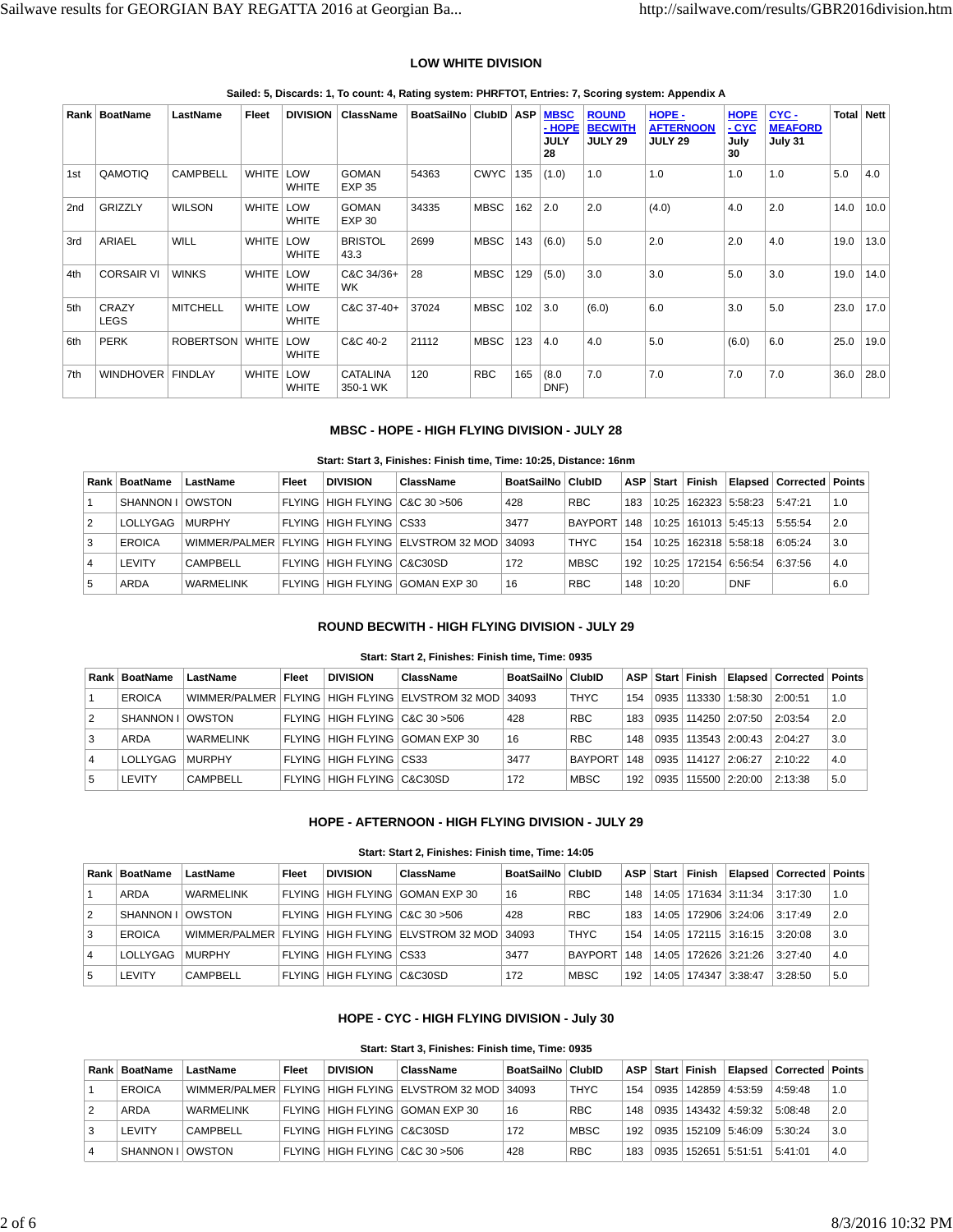### LOW WHITE DIVISION

**Sailed: 5, Discards: 1, To count: 4, Rating system: PHRFTOT, Entries: 7, Scoring system: Appendix A**

| Rank | BoatName | LastName | Fleet | DIVISION | ClassName | BoatSailNo | ClubID | ASP | MBSC - HOPE JULY 28 | ROUND BECWITH JULY 29 | HOPE - AFTERNOON JULY 29 | HOPE - CYC July 30 | CYC - MEAFORD July 31 | Total | Nett |
|---|---|---|---|---|---|---|---|---|---|---|---|---|---|---|---|
| 1st | QAMOTIQ | CAMPBELL | WHITE | LOW WHITE | GOMAN EXP 35 | 54363 | CWYC | 135 | (1.0) | 1.0 | 1.0 | 1.0 | 1.0 | 5.0 | 4.0 |
| 2nd | GRIZZLY | WILSON | WHITE | LOW WHITE | GOMAN EXP 30 | 34335 | MBSC | 162 | 2.0 | 2.0 | (4.0) | 4.0 | 2.0 | 14.0 | 10.0 |
| 3rd | ARIAEL | WILL | WHITE | LOW WHITE | BRISTOL 43.3 | 2699 | MBSC | 143 | (6.0) | 5.0 | 2.0 | 2.0 | 4.0 | 19.0 | 13.0 |
| 4th | CORSAIR VI | WINKS | WHITE | LOW WHITE | C&C 34/36+ WK | 28 | MBSC | 129 | (5.0) | 3.0 | 3.0 | 5.0 | 3.0 | 19.0 | 14.0 |
| 5th | CRAZY LEGS | MITCHELL | WHITE | LOW WHITE | C&C 37-40+ | 37024 | MBSC | 102 | 3.0 | (6.0) | 6.0 | 3.0 | 5.0 | 23.0 | 17.0 |
| 6th | PERK | ROBERTSON | WHITE | LOW WHITE | C&C 40-2 | 21112 | MBSC | 123 | 4.0 | 4.0 | 5.0 | (6.0) | 6.0 | 25.0 | 19.0 |
| 7th | WINDHOVER | FINDLAY | WHITE | LOW WHITE | CATALINA 350-1 WK | 120 | RBC | 165 | (8.0 DNF) | 7.0 | 7.0 | 7.0 | 7.0 | 36.0 | 28.0 |

### MBSC - HOPE - HIGH FLYING DIVISION - JULY 28

**Start: Start 3, Finishes: Finish time, Time: 10:25, Distance: 16nm**

| Rank | BoatName | LastName | Fleet | DIVISION | ClassName | BoatSailNo | ClubID | ASP | Start | Finish | Elapsed | Corrected | Points |
|---|---|---|---|---|---|---|---|---|---|---|---|---|---|
| 1 | SHANNON I | OWSTON | FLYING | HIGH FLYING | C&C 30 >506 | 428 | RBC | 183 | 10:25 | 162323 | 5:58:23 | 5:47:21 | 1.0 |
| 2 | LOLLYGAG | MURPHY | FLYING | HIGH FLYING | CS33 | 3477 | BAYPORT | 148 | 10:25 | 161013 | 5:45:13 | 5:55:54 | 2.0 |
| 3 | EROICA | WIMMER/PALMER | FLYING | HIGH FLYING | ELVSTROM 32 MOD | 34093 | THYC | 154 | 10:25 | 162318 | 5:58:18 | 6:05:24 | 3.0 |
| 4 | LEVITY | CAMPBELL | FLYING | HIGH FLYING | C&C30SD | 172 | MBSC | 192 | 10:25 | 172154 | 6:56:54 | 6:37:56 | 4.0 |
| 5 | ARDA | WARMELINK | FLYING | HIGH FLYING | GOMAN EXP 30 | 16 | RBC | 148 | 10:20 | | DNF | | 6.0 |

### ROUND BECWITH - HIGH FLYING DIVISION - JULY 29

**Start: Start 2, Finishes: Finish time, Time: 0935**

| Rank | BoatName | LastName | Fleet | DIVISION | ClassName | BoatSailNo | ClubID | ASP | Start | Finish | Elapsed | Corrected | Points |
|---|---|---|---|---|---|---|---|---|---|---|---|---|---|
| 1 | EROICA | WIMMER/PALMER | FLYING | HIGH FLYING | ELVSTROM 32 MOD | 34093 | THYC | 154 | 0935 | 113330 | 1:58:30 | 2:00:51 | 1.0 |
| 2 | SHANNON I | OWSTON | FLYING | HIGH FLYING | C&C 30 >506 | 428 | RBC | 183 | 0935 | 114250 | 2:07:50 | 2:03:54 | 2.0 |
| 3 | ARDA | WARMELINK | FLYING | HIGH FLYING | GOMAN EXP 30 | 16 | RBC | 148 | 0935 | 113543 | 2:00:43 | 2:04:27 | 3.0 |
| 4 | LOLLYGAG | MURPHY | FLYING | HIGH FLYING | CS33 | 3477 | BAYPORT | 148 | 0935 | 114127 | 2:06:27 | 2:10:22 | 4.0 |
| 5 | LEVITY | CAMPBELL | FLYING | HIGH FLYING | C&C30SD | 172 | MBSC | 192 | 0935 | 115500 | 2:20:00 | 2:13:38 | 5.0 |

### HOPE - AFTERNOON - HIGH FLYING DIVISION - JULY 29

**Start: Start 2, Finishes: Finish time, Time: 14:05**

| Rank | BoatName | LastName | Fleet | DIVISION | ClassName | BoatSailNo | ClubID | ASP | Start | Finish | Elapsed | Corrected | Points |
|---|---|---|---|---|---|---|---|---|---|---|---|---|---|
| 1 | ARDA | WARMELINK | FLYING | HIGH FLYING | GOMAN EXP 30 | 16 | RBC | 148 | 14:05 | 171634 | 3:11:34 | 3:17:30 | 1.0 |
| 2 | SHANNON I | OWSTON | FLYING | HIGH FLYING | C&C 30 >506 | 428 | RBC | 183 | 14:05 | 172906 | 3:24:06 | 3:17:49 | 2.0 |
| 3 | EROICA | WIMMER/PALMER | FLYING | HIGH FLYING | ELVSTROM 32 MOD | 34093 | THYC | 154 | 14:05 | 172115 | 3:16:15 | 3:20:08 | 3.0 |
| 4 | LOLLYGAG | MURPHY | FLYING | HIGH FLYING | CS33 | 3477 | BAYPORT | 148 | 14:05 | 172626 | 3:21:26 | 3:27:40 | 4.0 |
| 5 | LEVITY | CAMPBELL | FLYING | HIGH FLYING | C&C30SD | 172 | MBSC | 192 | 14:05 | 174347 | 3:38:47 | 3:28:50 | 5.0 |

### HOPE - CYC - HIGH FLYING DIVISION - July 30

**Start: Start 3, Finishes: Finish time, Time: 0935**

| Rank | BoatName | LastName | Fleet | DIVISION | ClassName | BoatSailNo | ClubID | ASP | Start | Finish | Elapsed | Corrected | Points |
|---|---|---|---|---|---|---|---|---|---|---|---|---|---|
| 1 | EROICA | WIMMER/PALMER | FLYING | HIGH FLYING | ELVSTROM 32 MOD | 34093 | THYC | 154 | 0935 | 142859 | 4:53:59 | 4:59:48 | 1.0 |
| 2 | ARDA | WARMELINK | FLYING | HIGH FLYING | GOMAN EXP 30 | 16 | RBC | 148 | 0935 | 143432 | 4:59:32 | 5:08:48 | 2.0 |
| 3 | LEVITY | CAMPBELL | FLYING | HIGH FLYING | C&C30SD | 172 | MBSC | 192 | 0935 | 152109 | 5:46:09 | 5:30:24 | 3.0 |
| 4 | SHANNON I | OWSTON | FLYING | HIGH FLYING | C&C 30 >506 | 428 | RBC | 183 | 0935 | 152651 | 5:51:51 | 5:41:01 | 4.0 |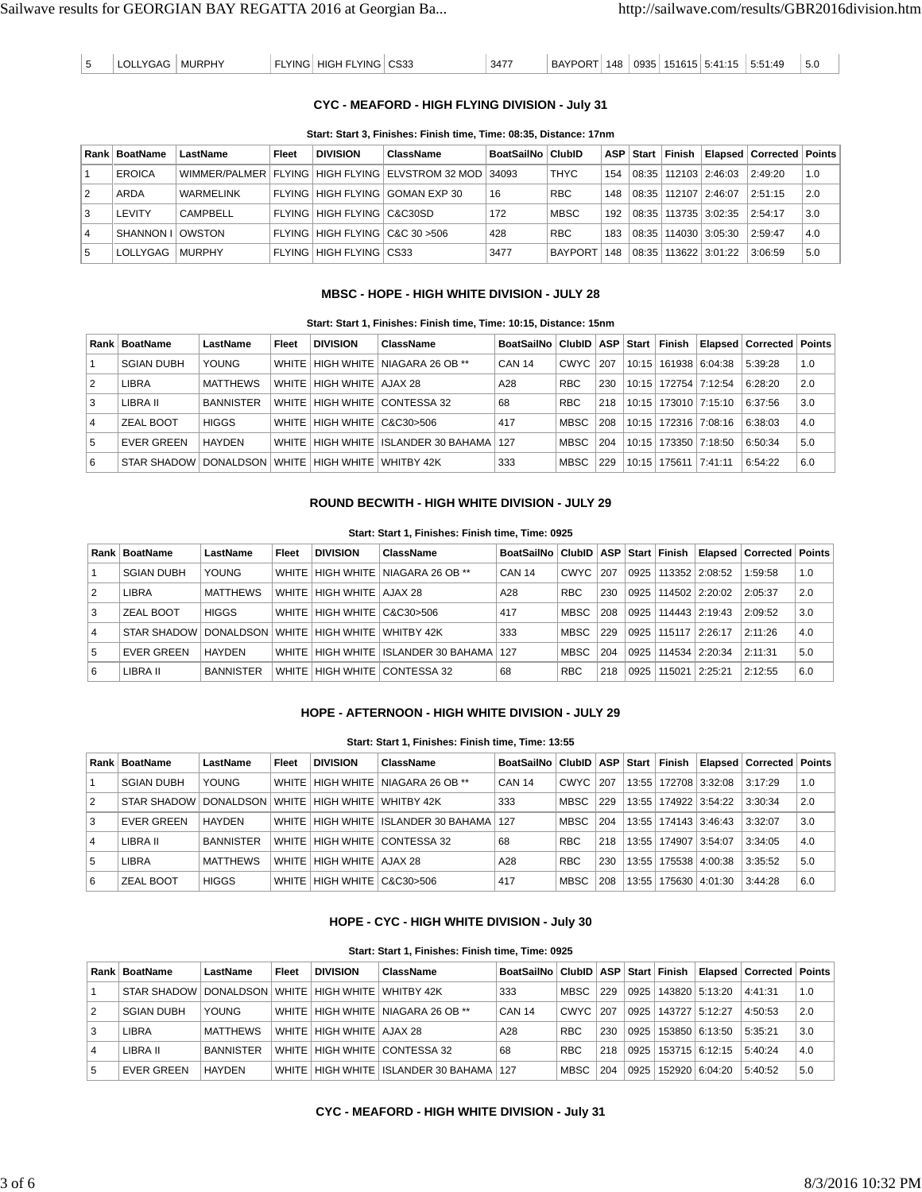| 5 | LOLLYGAG | MURPHY | FLYING | HIGH FLYING | CS33 | 3477 | BAYPORT | 148 | 0935 | 151615 | 5:41:15 | 5:51:49 | 5.0 |
|---|---|---|---|---|---|---|---|---|---|---|---|---|---|

### CYC - MEAFORD - HIGH FLYING DIVISION - July 31

**Start: Start 3, Finishes: Finish time, Time: 08:35, Distance: 17nm**

| Rank | BoatName | LastName | Fleet | DIVISION | ClassName | BoatSailNo | ClubID | ASP | Start | Finish | Elapsed | Corrected | Points |
|---|---|---|---|---|---|---|---|---|---|---|---|---|---|
| 1 | EROICA | WIMMER/PALMER | FLYING | HIGH FLYING | ELVSTROM 32 MOD | 34093 | THYC | 154 | 08:35 | 112103 | 2:46:03 | 2:49:20 | 1.0 |
| 2 | ARDA | WARMELINK | FLYING | HIGH FLYING | GOMAN EXP 30 | 16 | RBC | 148 | 08:35 | 112107 | 2:46:07 | 2:51:15 | 2.0 |
| 3 | LEVITY | CAMPBELL | FLYING | HIGH FLYING | C&C30SD | 172 | MBSC | 192 | 08:35 | 113735 | 3:02:35 | 2:54:17 | 3.0 |
| 4 | SHANNON I | OWSTON | FLYING | HIGH FLYING | C&C 30 >506 | 428 | RBC | 183 | 08:35 | 114030 | 3:05:30 | 2:59:47 | 4.0 |
| 5 | LOLLYGAG | MURPHY | FLYING | HIGH FLYING | CS33 | 3477 | BAYPORT | 148 | 08:35 | 113622 | 3:01:22 | 3:06:59 | 5.0 |

### MBSC - HOPE - HIGH WHITE DIVISION - JULY 28

**Start: Start 1, Finishes: Finish time, Time: 10:15, Distance: 15nm**

| Rank | BoatName | LastName | Fleet | DIVISION | ClassName | BoatSailNo | ClubID | ASP | Start | Finish | Elapsed | Corrected | Points |
|---|---|---|---|---|---|---|---|---|---|---|---|---|---|
| 1 | SGIAN DUBH | YOUNG | WHITE | HIGH WHITE | NIAGARA 26 OB ** | CAN 14 | CWYC | 207 | 10:15 | 161938 | 6:04:38 | 5:39:28 | 1.0 |
| 2 | LIBRA | MATTHEWS | WHITE | HIGH WHITE | AJAX 28 | A28 | RBC | 230 | 10:15 | 172754 | 7:12:54 | 6:28:20 | 2.0 |
| 3 | LIBRA II | BANNISTER | WHITE | HIGH WHITE | CONTESSA 32 | 68 | RBC | 218 | 10:15 | 173010 | 7:15:10 | 6:37:56 | 3.0 |
| 4 | ZEAL BOOT | HIGGS | WHITE | HIGH WHITE | C&C30>506 | 417 | MBSC | 208 | 10:15 | 172316 | 7:08:16 | 6:38:03 | 4.0 |
| 5 | EVER GREEN | HAYDEN | WHITE | HIGH WHITE | ISLANDER 30 BAHAMA | 127 | MBSC | 204 | 10:15 | 173350 | 7:18:50 | 6:50:34 | 5.0 |
| 6 | STAR SHADOW | DONALDSON | WHITE | HIGH WHITE | WHITBY 42K | 333 | MBSC | 229 | 10:15 | 175611 | 7:41:11 | 6:54:22 | 6.0 |

### ROUND BECWITH - HIGH WHITE DIVISION - JULY 29

**Start: Start 1, Finishes: Finish time, Time: 0925**

| Rank | BoatName | LastName | Fleet | DIVISION | ClassName | BoatSailNo | ClubID | ASP | Start | Finish | Elapsed | Corrected | Points |
|---|---|---|---|---|---|---|---|---|---|---|---|---|---|
| 1 | SGIAN DUBH | YOUNG | WHITE | HIGH WHITE | NIAGARA 26 OB ** | CAN 14 | CWYC | 207 | 0925 | 113352 | 2:08:52 | 1:59:58 | 1.0 |
| 2 | LIBRA | MATTHEWS | WHITE | HIGH WHITE | AJAX 28 | A28 | RBC | 230 | 0925 | 114502 | 2:20:02 | 2:05:37 | 2.0 |
| 3 | ZEAL BOOT | HIGGS | WHITE | HIGH WHITE | C&C30>506 | 417 | MBSC | 208 | 0925 | 114443 | 2:19:43 | 2:09:52 | 3.0 |
| 4 | STAR SHADOW | DONALDSON | WHITE | HIGH WHITE | WHITBY 42K | 333 | MBSC | 229 | 0925 | 115117 | 2:26:17 | 2:11:26 | 4.0 |
| 5 | EVER GREEN | HAYDEN | WHITE | HIGH WHITE | ISLANDER 30 BAHAMA | 127 | MBSC | 204 | 0925 | 114534 | 2:20:34 | 2:11:31 | 5.0 |
| 6 | LIBRA II | BANNISTER | WHITE | HIGH WHITE | CONTESSA 32 | 68 | RBC | 218 | 0925 | 115021 | 2:25:21 | 2:12:55 | 6.0 |

### HOPE - AFTERNOON - HIGH WHITE DIVISION - JULY 29

**Start: Start 1, Finishes: Finish time, Time: 13:55**

| Rank | BoatName | LastName | Fleet | DIVISION | ClassName | BoatSailNo | ClubID | ASP | Start | Finish | Elapsed | Corrected | Points |
|---|---|---|---|---|---|---|---|---|---|---|---|---|---|
| 1 | SGIAN DUBH | YOUNG | WHITE | HIGH WHITE | NIAGARA 26 OB ** | CAN 14 | CWYC | 207 | 13:55 | 172708 | 3:32:08 | 3:17:29 | 1.0 |
| 2 | STAR SHADOW | DONALDSON | WHITE | HIGH WHITE | WHITBY 42K | 333 | MBSC | 229 | 13:55 | 174922 | 3:54:22 | 3:30:34 | 2.0 |
| 3 | EVER GREEN | HAYDEN | WHITE | HIGH WHITE | ISLANDER 30 BAHAMA | 127 | MBSC | 204 | 13:55 | 174143 | 3:46:43 | 3:32:07 | 3.0 |
| 4 | LIBRA II | BANNISTER | WHITE | HIGH WHITE | CONTESSA 32 | 68 | RBC | 218 | 13:55 | 174907 | 3:54:07 | 3:34:05 | 4.0 |
| 5 | LIBRA | MATTHEWS | WHITE | HIGH WHITE | AJAX 28 | A28 | RBC | 230 | 13:55 | 175538 | 4:00:38 | 3:35:52 | 5.0 |
| 6 | ZEAL BOOT | HIGGS | WHITE | HIGH WHITE | C&C30>506 | 417 | MBSC | 208 | 13:55 | 175630 | 4:01:30 | 3:44:28 | 6.0 |

### HOPE - CYC - HIGH WHITE DIVISION - July 30

**Start: Start 1, Finishes: Finish time, Time: 0925**

| Rank | BoatName | LastName | Fleet | DIVISION | ClassName | BoatSailNo | ClubID | ASP | Start | Finish | Elapsed | Corrected | Points |
|---|---|---|---|---|---|---|---|---|---|---|---|---|---|
| 1 | STAR SHADOW | DONALDSON | WHITE | HIGH WHITE | WHITBY 42K | 333 | MBSC | 229 | 0925 | 143820 | 5:13:20 | 4:41:31 | 1.0 |
| 2 | SGIAN DUBH | YOUNG | WHITE | HIGH WHITE | NIAGARA 26 OB ** | CAN 14 | CWYC | 207 | 0925 | 143727 | 5:12:27 | 4:50:53 | 2.0 |
| 3 | LIBRA | MATTHEWS | WHITE | HIGH WHITE | AJAX 28 | A28 | RBC | 230 | 0925 | 153850 | 6:13:50 | 5:35:21 | 3.0 |
| 4 | LIBRA II | BANNISTER | WHITE | HIGH WHITE | CONTESSA 32 | 68 | RBC | 218 | 0925 | 153715 | 6:12:15 | 5:40:24 | 4.0 |
| 5 | EVER GREEN | HAYDEN | WHITE | HIGH WHITE | ISLANDER 30 BAHAMA | 127 | MBSC | 204 | 0925 | 152920 | 6:04:20 | 5:40:52 | 5.0 |

### CYC - MEAFORD - HIGH WHITE DIVISION - July 31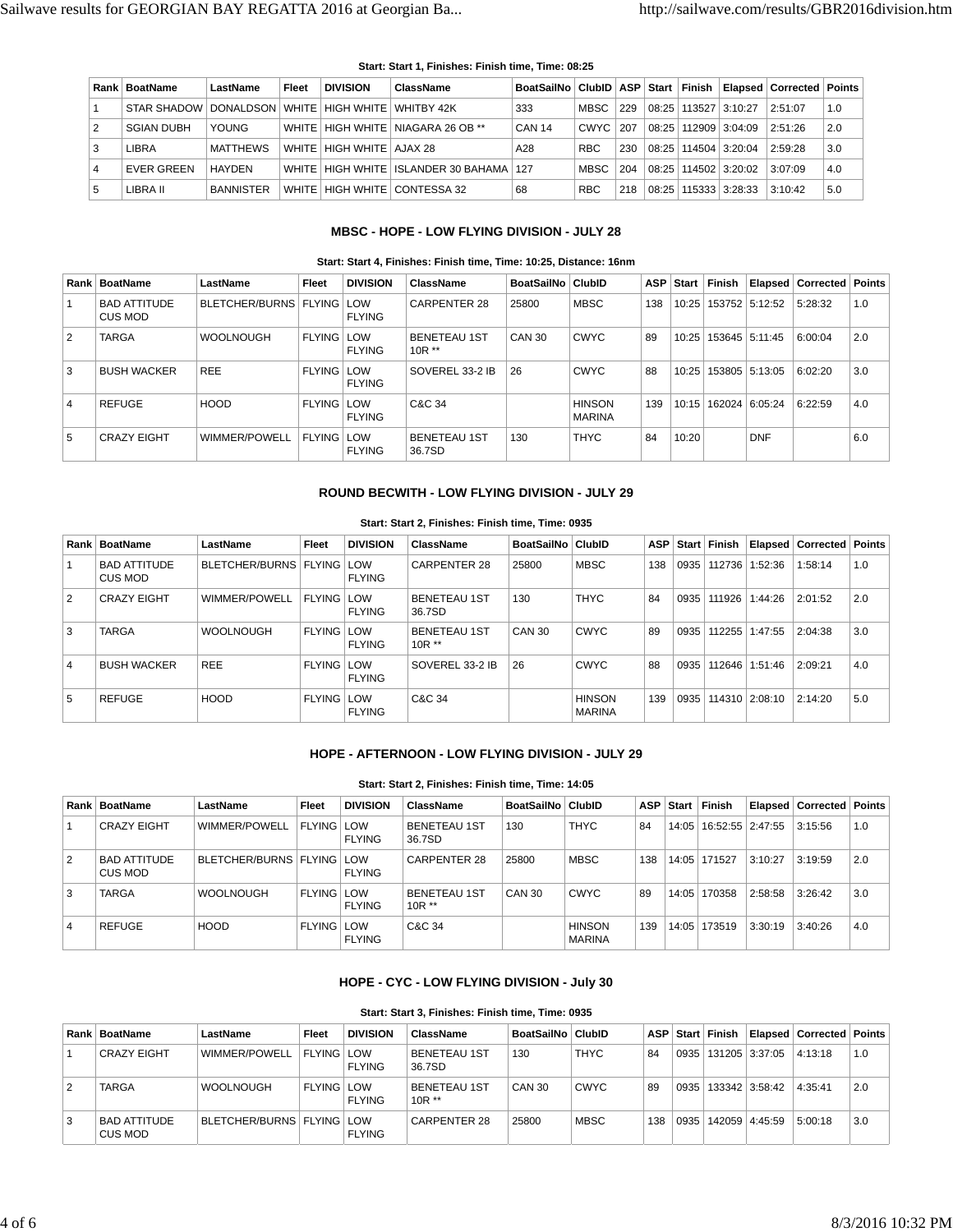**Start: Start 1, Finishes: Finish time, Time: 08:25**

| Rank | BoatName | LastName | Fleet | DIVISION | ClassName | BoatSailNo | ClubID | ASP | Start | Finish | Elapsed | Corrected | Points |
|---|---|---|---|---|---|---|---|---|---|---|---|---|---|
| 1 | STAR SHADOW | DONALDSON | WHITE | HIGH WHITE | WHITBY 42K | 333 | MBSC | 229 | 08:25 | 113527 | 3:10:27 | 2:51:07 | 1.0 |
| 2 | SGIAN DUBH | YOUNG | WHITE | HIGH WHITE | NIAGARA 26 OB ** | CAN 14 | CWYC | 207 | 08:25 | 112909 | 3:04:09 | 2:51:26 | 2.0 |
| 3 | LIBRA | MATTHEWS | WHITE | HIGH WHITE | AJAX 28 | A28 | RBC | 230 | 08:25 | 114504 | 3:20:04 | 2:59:28 | 3.0 |
| 4 | EVER GREEN | HAYDEN | WHITE | HIGH WHITE | ISLANDER 30 BAHAMA | 127 | MBSC | 204 | 08:25 | 114502 | 3:20:02 | 3:07:09 | 4.0 |
| 5 | LIBRA II | BANNISTER | WHITE | HIGH WHITE | CONTESSA 32 | 68 | RBC | 218 | 08:25 | 115333 | 3:28:33 | 3:10:42 | 5.0 |

### MBSC - HOPE - LOW FLYING DIVISION - JULY 28

**Start: Start 4, Finishes: Finish time, Time: 10:25, Distance: 16nm**

| Rank | BoatName | LastName | Fleet | DIVISION | ClassName | BoatSailNo | ClubID | ASP | Start | Finish | Elapsed | Corrected | Points |
|---|---|---|---|---|---|---|---|---|---|---|---|---|---|
| 1 | BAD ATTITUDE CUS MOD | BLETCHER/BURNS | FLYING | LOW FLYING | CARPENTER 28 | 25800 | MBSC | 138 | 10:25 | 153752 | 5:12:52 | 5:28:32 | 1.0 |
| 2 | TARGA | WOOLNOUGH | FLYING | LOW FLYING | BENETEAU 1ST 10R ** | CAN 30 | CWYC | 89 | 10:25 | 153645 | 5:11:45 | 6:00:04 | 2.0 |
| 3 | BUSH WACKER | REE | FLYING | LOW FLYING | SOVEREL 33-2 IB | 26 | CWYC | 88 | 10:25 | 153805 | 5:13:05 | 6:02:20 | 3.0 |
| 4 | REFUGE | HOOD | FLYING | LOW FLYING | C&C 34 | | HINSON MARINA | 139 | 10:15 | 162024 | 6:05:24 | 6:22:59 | 4.0 |
| 5 | CRAZY EIGHT | WIMMER/POWELL | FLYING | LOW FLYING | BENETEAU 1ST 36.7SD | 130 | THYC | 84 | 10:20 | | DNF | | 6.0 |

### ROUND BECWITH - LOW FLYING DIVISION - JULY 29

**Start: Start 2, Finishes: Finish time, Time: 0935**

| Rank | BoatName | LastName | Fleet | DIVISION | ClassName | BoatSailNo | ClubID | ASP | Start | Finish | Elapsed | Corrected | Points |
|---|---|---|---|---|---|---|---|---|---|---|---|---|---|
| 1 | BAD ATTITUDE CUS MOD | BLETCHER/BURNS | FLYING | LOW FLYING | CARPENTER 28 | 25800 | MBSC | 138 | 0935 | 112736 | 1:52:36 | 1:58:14 | 1.0 |
| 2 | CRAZY EIGHT | WIMMER/POWELL | FLYING | LOW FLYING | BENETEAU 1ST 36.7SD | 130 | THYC | 84 | 0935 | 111926 | 1:44:26 | 2:01:52 | 2.0 |
| 3 | TARGA | WOOLNOUGH | FLYING | LOW FLYING | BENETEAU 1ST 10R ** | CAN 30 | CWYC | 89 | 0935 | 112255 | 1:47:55 | 2:04:38 | 3.0 |
| 4 | BUSH WACKER | REE | FLYING | LOW FLYING | SOVEREL 33-2 IB | 26 | CWYC | 88 | 0935 | 112646 | 1:51:46 | 2:09:21 | 4.0 |
| 5 | REFUGE | HOOD | FLYING | LOW FLYING | C&C 34 | | HINSON MARINA | 139 | 0935 | 114310 | 2:08:10 | 2:14:20 | 5.0 |

### HOPE - AFTERNOON - LOW FLYING DIVISION - JULY 29

**Start: Start 2, Finishes: Finish time, Time: 14:05**

| Rank | BoatName | LastName | Fleet | DIVISION | ClassName | BoatSailNo | ClubID | ASP | Start | Finish | Elapsed | Corrected | Points |
|---|---|---|---|---|---|---|---|---|---|---|---|---|---|
| 1 | CRAZY EIGHT | WIMMER/POWELL | FLYING | LOW FLYING | BENETEAU 1ST 36.7SD | 130 | THYC | 84 | 14:05 | 16:52:55 | 2:47:55 | 3:15:56 | 1.0 |
| 2 | BAD ATTITUDE CUS MOD | BLETCHER/BURNS | FLYING | LOW FLYING | CARPENTER 28 | 25800 | MBSC | 138 | 14:05 | 171527 | 3:10:27 | 3:19:59 | 2.0 |
| 3 | TARGA | WOOLNOUGH | FLYING | LOW FLYING | BENETEAU 1ST 10R ** | CAN 30 | CWYC | 89 | 14:05 | 170358 | 2:58:58 | 3:26:42 | 3.0 |
| 4 | REFUGE | HOOD | FLYING | LOW FLYING | C&C 34 | | HINSON MARINA | 139 | 14:05 | 173519 | 3:30:19 | 3:40:26 | 4.0 |

### HOPE - CYC - LOW FLYING DIVISION - July 30

**Start: Start 3, Finishes: Finish time, Time: 0935**

| Rank | BoatName | LastName | Fleet | DIVISION | ClassName | BoatSailNo | ClubID | ASP | Start | Finish | Elapsed | Corrected | Points |
|---|---|---|---|---|---|---|---|---|---|---|---|---|---|
| 1 | CRAZY EIGHT | WIMMER/POWELL | FLYING | LOW FLYING | BENETEAU 1ST 36.7SD | 130 | THYC | 84 | 0935 | 131205 | 3:37:05 | 4:13:18 | 1.0 |
| 2 | TARGA | WOOLNOUGH | FLYING | LOW FLYING | BENETEAU 1ST 10R ** | CAN 30 | CWYC | 89 | 0935 | 133342 | 3:58:42 | 4:35:41 | 2.0 |
| 3 | BAD ATTITUDE CUS MOD | BLETCHER/BURNS | FLYING | LOW FLYING | CARPENTER 28 | 25800 | MBSC | 138 | 0935 | 142059 | 4:45:59 | 5:00:18 | 3.0 |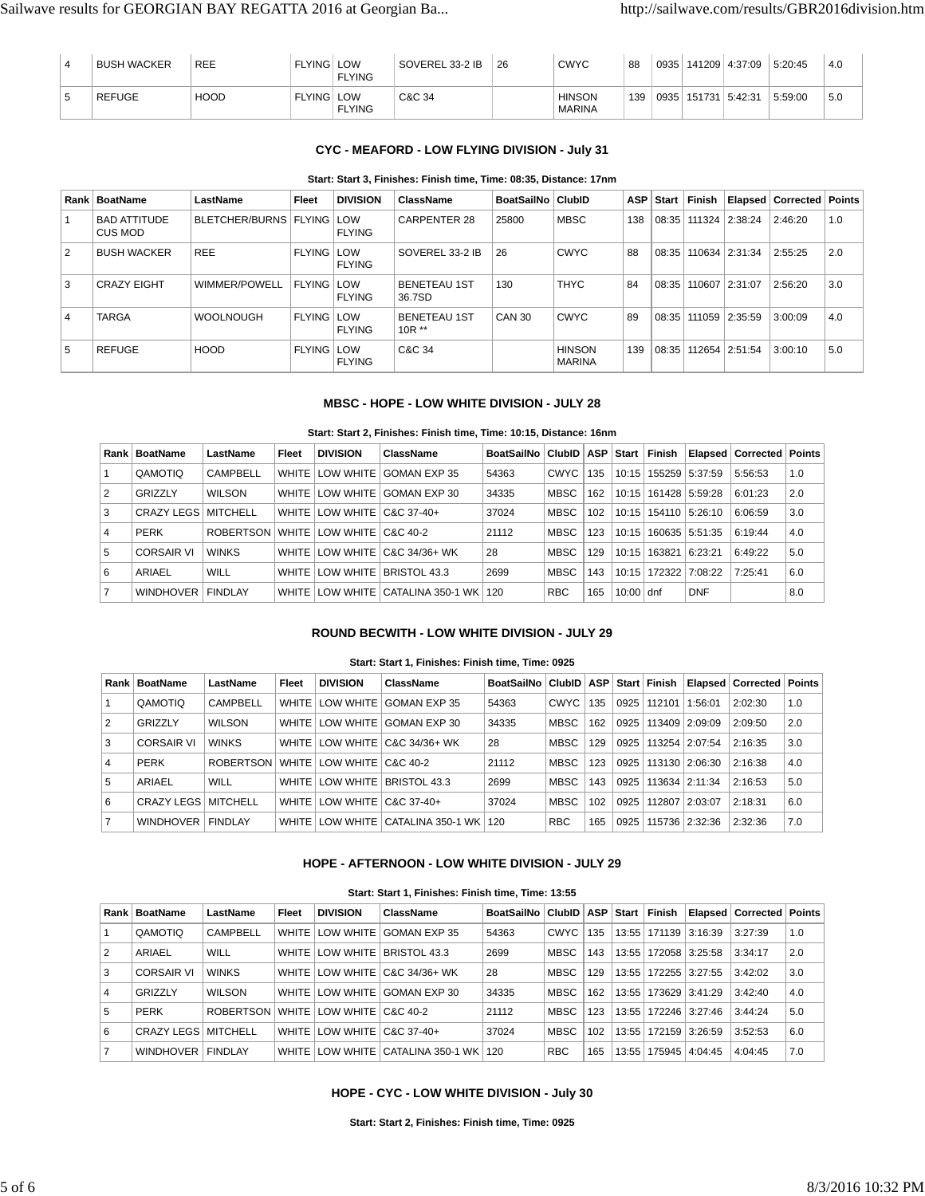| 4 | BUSH WACKER | REE | FLYING | LOW FLYING | SOVEREL 33-2 IB | 26 | CWYC | 88 | 0935 | 141209 | 4:37:09 | 5:20:45 | 4.0 |
|---|---|---|---|---|---|---|---|---|---|---|---|---|---|
| 5 | REFUGE | HOOD | FLYING | LOW FLYING | C&C 34 | | HINSON MARINA | 139 | 0935 | 151731 | 5:42:31 | 5:59:00 | 5.0 |

### CYC - MEAFORD - LOW FLYING DIVISION - July 31

**Start: Start 3, Finishes: Finish time, Time: 08:35, Distance: 17nm**

| Rank | BoatName | LastName | Fleet | DIVISION | ClassName | BoatSailNo | ClubID | ASP | Start | Finish | Elapsed | Corrected | Points |
|---|---|---|---|---|---|---|---|---|---|---|---|---|---|
| 1 | BAD ATTITUDE CUS MOD | BLETCHER/BURNS | FLYING | LOW FLYING | CARPENTER 28 | 25800 | MBSC | 138 | 08:35 | 111324 | 2:38:24 | 2:46:20 | 1.0 |
| 2 | BUSH WACKER | REE | FLYING | LOW FLYING | SOVEREL 33-2 IB | 26 | CWYC | 88 | 08:35 | 110634 | 2:31:34 | 2:55:25 | 2.0 |
| 3 | CRAZY EIGHT | WIMMER/POWELL | FLYING | LOW FLYING | BENETEAU 1ST 36.7SD | 130 | THYC | 84 | 08:35 | 110607 | 2:31:07 | 2:56:20 | 3.0 |
| 4 | TARGA | WOOLNOUGH | FLYING | LOW FLYING | BENETEAU 1ST 10R ** | CAN 30 | CWYC | 89 | 08:35 | 111059 | 2:35:59 | 3:00:09 | 4.0 |
| 5 | REFUGE | HOOD | FLYING | LOW FLYING | C&C 34 | | HINSON MARINA | 139 | 08:35 | 112654 | 2:51:54 | 3:00:10 | 5.0 |

### MBSC - HOPE - LOW WHITE DIVISION - JULY 28

**Start: Start 2, Finishes: Finish time, Time: 10:15, Distance: 16nm**

| Rank | BoatName | LastName | Fleet | DIVISION | ClassName | BoatSailNo | ClubID | ASP | Start | Finish | Elapsed | Corrected | Points |
|---|---|---|---|---|---|---|---|---|---|---|---|---|---|
| 1 | QAMOTIQ | CAMPBELL | WHITE | LOW WHITE | GOMAN EXP 35 | 54363 | CWYC | 135 | 10:15 | 155259 | 5:37:59 | 5:56:53 | 1.0 |
| 2 | GRIZZLY | WILSON | WHITE | LOW WHITE | GOMAN EXP 30 | 34335 | MBSC | 162 | 10:15 | 161428 | 5:59:28 | 6:01:23 | 2.0 |
| 3 | CRAZY LEGS | MITCHELL | WHITE | LOW WHITE | C&C 37-40+ | 37024 | MBSC | 102 | 10:15 | 154110 | 5:26:10 | 6:06:59 | 3.0 |
| 4 | PERK | ROBERTSON | WHITE | LOW WHITE | C&C 40-2 | 21112 | MBSC | 123 | 10:15 | 160635 | 5:51:35 | 6:19:44 | 4.0 |
| 5 | CORSAIR VI | WINKS | WHITE | LOW WHITE | C&C 34/36+ WK | 28 | MBSC | 129 | 10:15 | 163821 | 6:23:21 | 6:49:22 | 5.0 |
| 6 | ARIAEL | WILL | WHITE | LOW WHITE | BRISTOL 43.3 | 2699 | MBSC | 143 | 10:15 | 172322 | 7:08:22 | 7:25:41 | 6.0 |
| 7 | WINDHOVER | FINDLAY | WHITE | LOW WHITE | CATALINA 350-1 WK | 120 | RBC | 165 | 10:00 | dnf | DNF | | 8.0 |

### ROUND BECWITH - LOW WHITE DIVISION - JULY 29

**Start: Start 1, Finishes: Finish time, Time: 0925**

| Rank | BoatName | LastName | Fleet | DIVISION | ClassName | BoatSailNo | ClubID | ASP | Start | Finish | Elapsed | Corrected | Points |
|---|---|---|---|---|---|---|---|---|---|---|---|---|---|
| 1 | QAMOTIQ | CAMPBELL | WHITE | LOW WHITE | GOMAN EXP 35 | 54363 | CWYC | 135 | 0925 | 112101 | 1:56:01 | 2:02:30 | 1.0 |
| 2 | GRIZZLY | WILSON | WHITE | LOW WHITE | GOMAN EXP 30 | 34335 | MBSC | 162 | 0925 | 113409 | 2:09:09 | 2:09:50 | 2.0 |
| 3 | CORSAIR VI | WINKS | WHITE | LOW WHITE | C&C 34/36+ WK | 28 | MBSC | 129 | 0925 | 113254 | 2:07:54 | 2:16:35 | 3.0 |
| 4 | PERK | ROBERTSON | WHITE | LOW WHITE | C&C 40-2 | 21112 | MBSC | 123 | 0925 | 113130 | 2:06:30 | 2:16:38 | 4.0 |
| 5 | ARIAEL | WILL | WHITE | LOW WHITE | BRISTOL 43.3 | 2699 | MBSC | 143 | 0925 | 113634 | 2:11:34 | 2:16:53 | 5.0 |
| 6 | CRAZY LEGS | MITCHELL | WHITE | LOW WHITE | C&C 37-40+ | 37024 | MBSC | 102 | 0925 | 112807 | 2:03:07 | 2:18:31 | 6.0 |
| 7 | WINDHOVER | FINDLAY | WHITE | LOW WHITE | CATALINA 350-1 WK | 120 | RBC | 165 | 0925 | 115736 | 2:32:36 | 2:32:36 | 7.0 |

### HOPE - AFTERNOON - LOW WHITE DIVISION - JULY 29

**Start: Start 1, Finishes: Finish time, Time: 13:55**

| Rank | BoatName | LastName | Fleet | DIVISION | ClassName | BoatSailNo | ClubID | ASP | Start | Finish | Elapsed | Corrected | Points |
|---|---|---|---|---|---|---|---|---|---|---|---|---|---|
| 1 | QAMOTIQ | CAMPBELL | WHITE | LOW WHITE | GOMAN EXP 35 | 54363 | CWYC | 135 | 13:55 | 171139 | 3:16:39 | 3:27:39 | 1.0 |
| 2 | ARIAEL | WILL | WHITE | LOW WHITE | BRISTOL 43.3 | 2699 | MBSC | 143 | 13:55 | 172058 | 3:25:58 | 3:34:17 | 2.0 |
| 3 | CORSAIR VI | WINKS | WHITE | LOW WHITE | C&C 34/36+ WK | 28 | MBSC | 129 | 13:55 | 172255 | 3:27:55 | 3:42:02 | 3.0 |
| 4 | GRIZZLY | WILSON | WHITE | LOW WHITE | GOMAN EXP 30 | 34335 | MBSC | 162 | 13:55 | 173629 | 3:41:29 | 3:42:40 | 4.0 |
| 5 | PERK | ROBERTSON | WHITE | LOW WHITE | C&C 40-2 | 21112 | MBSC | 123 | 13:55 | 172246 | 3:27:46 | 3:44:24 | 5.0 |
| 6 | CRAZY LEGS | MITCHELL | WHITE | LOW WHITE | C&C 37-40+ | 37024 | MBSC | 102 | 13:55 | 172159 | 3:26:59 | 3:52:53 | 6.0 |
| 7 | WINDHOVER | FINDLAY | WHITE | LOW WHITE | CATALINA 350-1 WK | 120 | RBC | 165 | 13:55 | 175945 | 4:04:45 | 4:04:45 | 7.0 |

### HOPE - CYC - LOW WHITE DIVISION - July 30

**Start: Start 2, Finishes: Finish time, Time: 0925**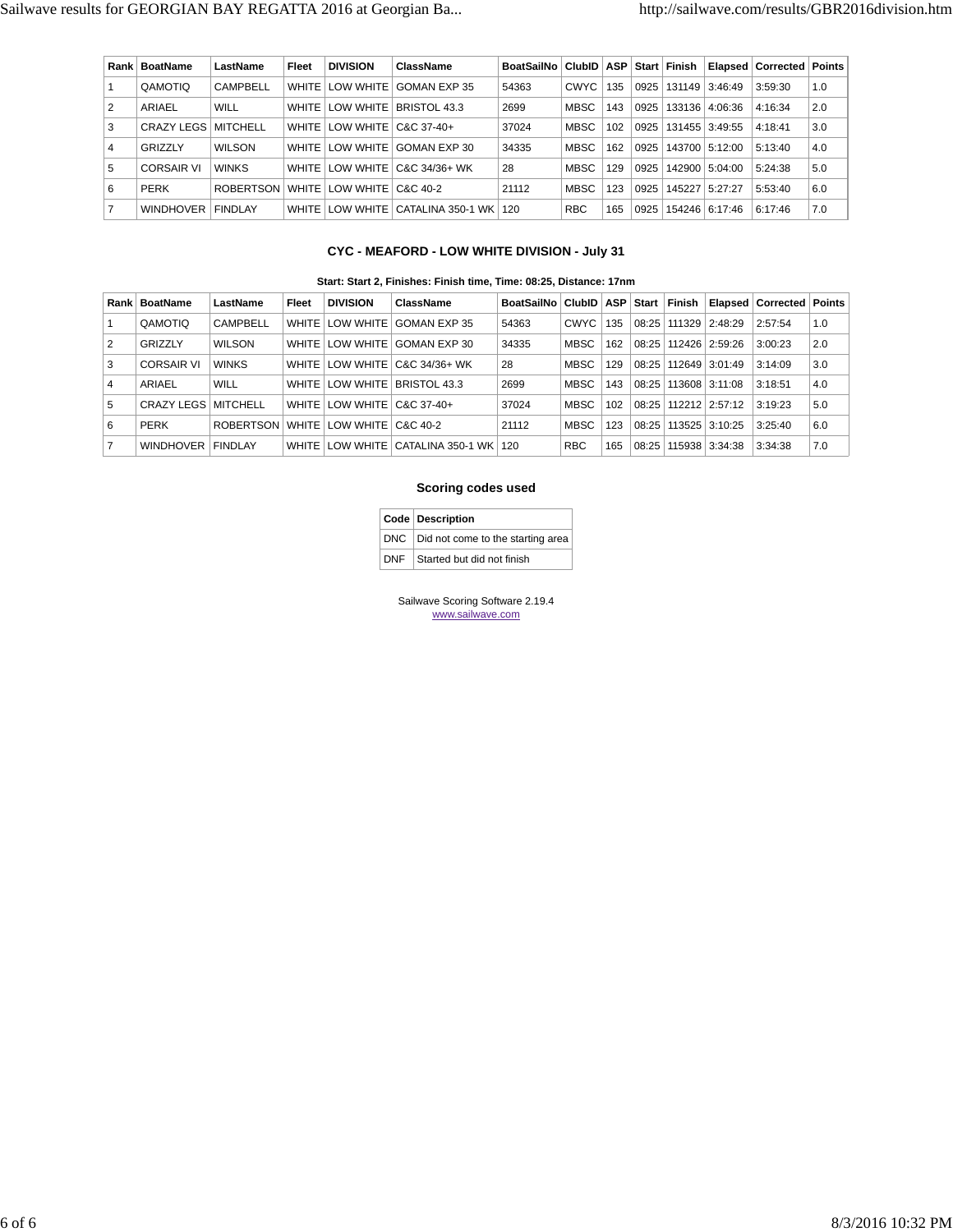| Rank | BoatName | LastName | Fleet | DIVISION | ClassName | BoatSailNo | ClubID | ASP | Start | Finish | Elapsed | Corrected | Points |
|---|---|---|---|---|---|---|---|---|---|---|---|---|---|
| 1 | QAMOTIQ | CAMPBELL | WHITE | LOW WHITE | GOMAN EXP 35 | 54363 | CWYC | 135 | 0925 | 131149 | 3:46:49 | 3:59:30 | 1.0 |
| 2 | ARIAEL | WILL | WHITE | LOW WHITE | BRISTOL 43.3 | 2699 | MBSC | 143 | 0925 | 133136 | 4:06:36 | 4:16:34 | 2.0 |
| 3 | CRAZY LEGS | MITCHELL | WHITE | LOW WHITE | C&C 37-40+ | 37024 | MBSC | 102 | 0925 | 131455 | 3:49:55 | 4:18:41 | 3.0 |
| 4 | GRIZZLY | WILSON | WHITE | LOW WHITE | GOMAN EXP 30 | 34335 | MBSC | 162 | 0925 | 143700 | 5:12:00 | 5:13:40 | 4.0 |
| 5 | CORSAIR VI | WINKS | WHITE | LOW WHITE | C&C 34/36+ WK | 28 | MBSC | 129 | 0925 | 142900 | 5:04:00 | 5:24:38 | 5.0 |
| 6 | PERK | ROBERTSON | WHITE | LOW WHITE | C&C 40-2 | 21112 | MBSC | 123 | 0925 | 145227 | 5:27:27 | 5:53:40 | 6.0 |
| 7 | WINDHOVER | FINDLAY | WHITE | LOW WHITE | CATALINA 350-1 WK | 120 | RBC | 165 | 0925 | 154246 | 6:17:46 | 6:17:46 | 7.0 |

### CYC - MEAFORD - LOW WHITE DIVISION - July 31

**Start: Start 2, Finishes: Finish time, Time: 08:25, Distance: 17nm**

| Rank | BoatName | LastName | Fleet | DIVISION | ClassName | BoatSailNo | ClubID | ASP | Start | Finish | Elapsed | Corrected | Points |
|---|---|---|---|---|---|---|---|---|---|---|---|---|---|
| 1 | QAMOTIQ | CAMPBELL | WHITE | LOW WHITE | GOMAN EXP 35 | 54363 | CWYC | 135 | 08:25 | 111329 | 2:48:29 | 2:57:54 | 1.0 |
| 2 | GRIZZLY | WILSON | WHITE | LOW WHITE | GOMAN EXP 30 | 34335 | MBSC | 162 | 08:25 | 112426 | 2:59:26 | 3:00:23 | 2.0 |
| 3 | CORSAIR VI | WINKS | WHITE | LOW WHITE | C&C 34/36+ WK | 28 | MBSC | 129 | 08:25 | 112649 | 3:01:49 | 3:14:09 | 3.0 |
| 4 | ARIAEL | WILL | WHITE | LOW WHITE | BRISTOL 43.3 | 2699 | MBSC | 143 | 08:25 | 113608 | 3:11:08 | 3:18:51 | 4.0 |
| 5 | CRAZY LEGS | MITCHELL | WHITE | LOW WHITE | C&C 37-40+ | 37024 | MBSC | 102 | 08:25 | 112212 | 2:57:12 | 3:19:23 | 5.0 |
| 6 | PERK | ROBERTSON | WHITE | LOW WHITE | C&C 40-2 | 21112 | MBSC | 123 | 08:25 | 113525 | 3:10:25 | 3:25:40 | 6.0 |
| 7 | WINDHOVER | FINDLAY | WHITE | LOW WHITE | CATALINA 350-1 WK | 120 | RBC | 165 | 08:25 | 115938 | 3:34:38 | 3:34:38 | 7.0 |

### Scoring codes used

| Code | Description |
|---|---|
| DNC | Did not come to the starting area |
| DNF | Started but did not finish |

Sailwave Scoring Software 2.19.4
www.sailwave.com